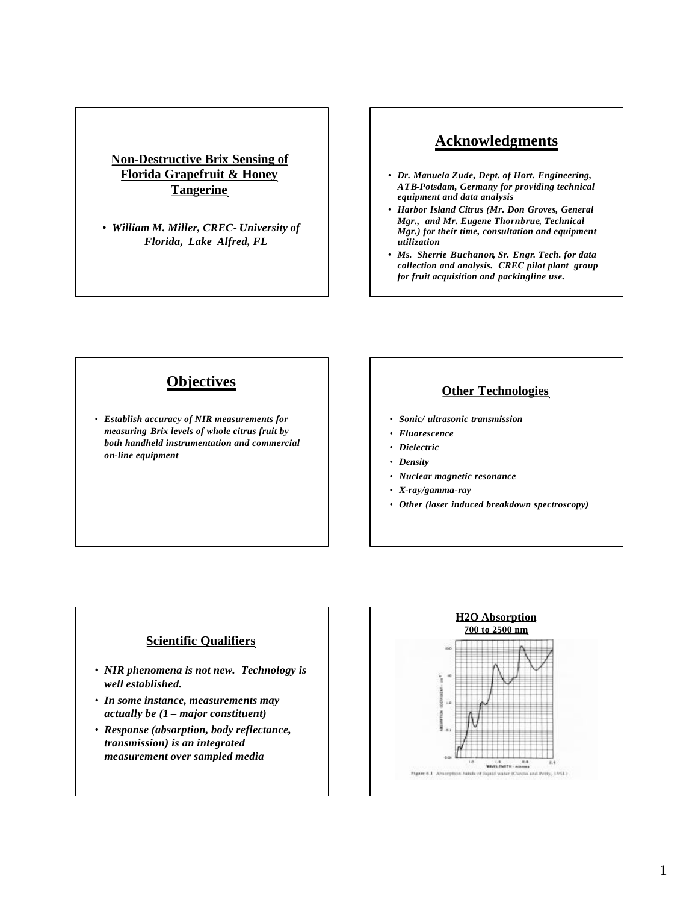## Non-Destructive Brix Sensing of Florida Grapefruit & Honey Tangerine

- *William M. Miller, CREC- University of Florida, Lake Alfred, FL*

## Acknowledgments

- *Dr. Manuela Zude, Dept. of Hort. Engineering, ATB-Potsdam, Germany for providing technical equipment and data analysis*
- *Harbor Island Citrus (Mr. Don Groves, General Mgr., and Mr. Eugene Thornbrue, Technical Mgr.) for their time, consultation and equipment utilization*
- *Ms. Sherrie Buchanon, Sr. Engr. Tech. for data collection and analysis. CREC pilot plant group for fruit acquisition and packingline use.*

## Objectives

- *Establish accuracy of NIR measurements for measuring Brix levels of whole citrus fruit by both handheld instrumentation and commercial on-line equipment*

## Other Technologies

- *Sonic/ ultrasonic transmission*
- *Fluorescence*
- *Dielectric*
- *Density*
- *Nuclear magnetic resonance*
- *X-ray/gamma-ray*
- *Other (laser induced breakdown spectroscopy)*

## Scientific Qualifiers

- ***NIR phenomena is not new. Technology is well established.***
- ***In some instance, measurements may actually be (1 – major constituent)***
- ***Response (absorption, body reflectance, transmission) is an integrated measurement over sampled media***

## $H_2O$ Absorption

**700 to 2500 nm**

Figure 6.1 Absorption bands of liquid water (Curcio and Petty, 1951)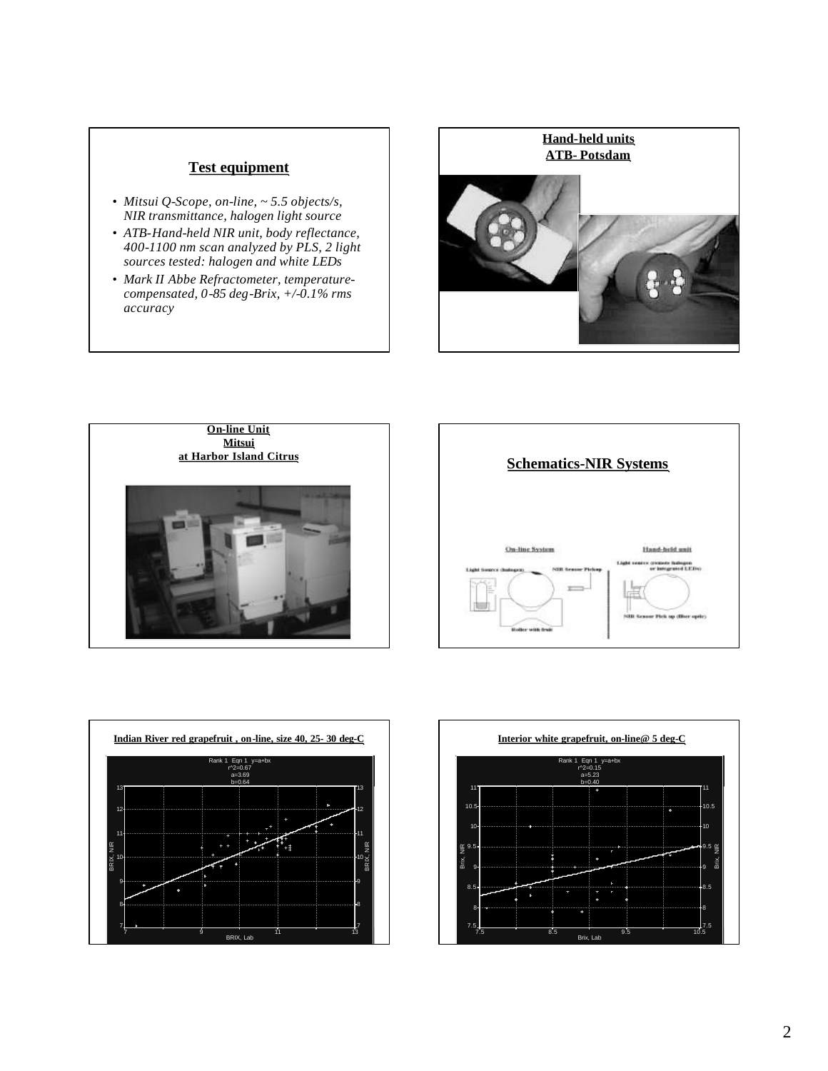## Test equipment

- *Mitsui Q-Scope, on-line, ~ 5.5 objects/s, NIR transmittance, halogen light source*
- *ATB-Hand-held NIR unit, body reflectance, 400-1100 nm scan analyzed by PLS, 2 light sources tested: halogen and white LEDs*
- *Mark II Abbe Refractometer, temperature-compensated, 0-85 deg-Brix, +/-0.1% rms accuracy*

## Hand-held units
## ATB- Potsdam

## On-line Unit
## Mitsui
## at Harbor Island Citrus

## Schematics-NIR Systems

On-line System

Light Source (halogen)

NIR Sensor Pickup

Roller with fruit

Hand-held unit

Light source (remote halogen or integrated LEDs)

NIR Sensor Pick up (fiber optic)

## Indian River red grapefruit , on-line, size 40, 25- 30 deg-C

Rank 1 Eqn 1 y=a+bx
r^2=0.67
a=3.69
b=0.64

BRIX, NIR vs. BRIX, Lab

## Interior white grapefruit, on-line@ 5 deg-C

Rank 1 Eqn 1 y=a+bx
r^2=0.15
a=5.23
b=0.40

Brix, NIR vs. Brix, Lab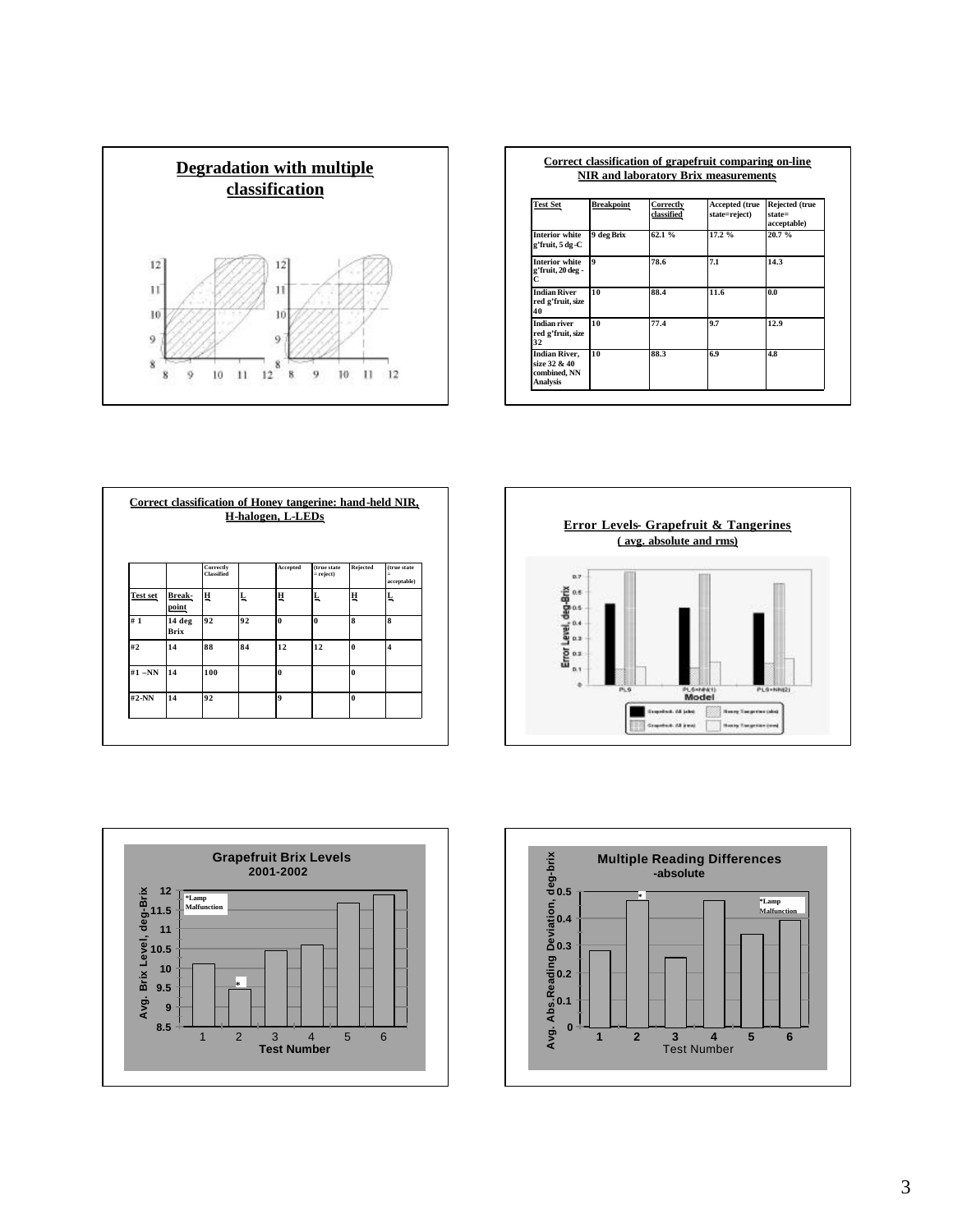## Degradation with multiple classification

## Correct classification of grapefruit comparing on-line NIR and laboratory Brix measurements

| Test Set | Breakpoint | Correctly classified | Accepted (true state=reject) | Rejected (true state= acceptable) |
|---|---|---|---|---|
| Interior white g'fruit, 5 dg-C | 9 deg Brix | 62.1 % | 17.2 % | 20.7 % |
| Interior white g'fruit, 20 deg-C | 9 | 78.6 | 7.1 | 14.3 |
| Indian River red g'fruit, size 40 | 10 | 88.4 | 11.6 | 0.0 |
| Indian river red g'fruit, size 32 | 10 | 77.4 | 9.7 | 12.9 |
| Indian River, size 32 & 40 combined, NN Analysis | 10 | 88.3 | 6.9 | 4.8 |

## Correct classification of Honey tangerine: hand-held NIR, H-halogen, L-LEDs

| | | Correctly Classified | | Accepted | (true state = reject) | Rejected | (true state = acceptable) |
|---|---|---|---|---|---|---|---|
| Test set | Break-point | H | L | H | L | H | L |
| # 1 | 14 deg Brix | 92 | 92 | 0 | 0 | 8 | 8 |
| #2 | 14 | 88 | 84 | 12 | 12 | 0 | 4 |
| #1 –NN | 14 | 100 | | 0 | | 0 | |
| #2-NN | 14 | 92 | | 9 | | 0 | |

## Error Levels- Grapefruit & Tangerines
### ( avg. absolute and rms)

Error Level, deg-Brix

Model: PLS, PLS+NN(1), PLS+NN(2)

Grapefruit, All (abs) · Honey Tangerine (abs) · Grapefruit, All (rms) · Honey Tangerine (rms)

## Grapefruit Brix Levels 2001-2002

Avg. Brix Level, deg-Brix

Test Number

*Lamp Malfunction

## Multiple Reading Differences -absolute

Avg. Abs.Reading Deviation, deg-brix

Test Number

*Lamp Malfunction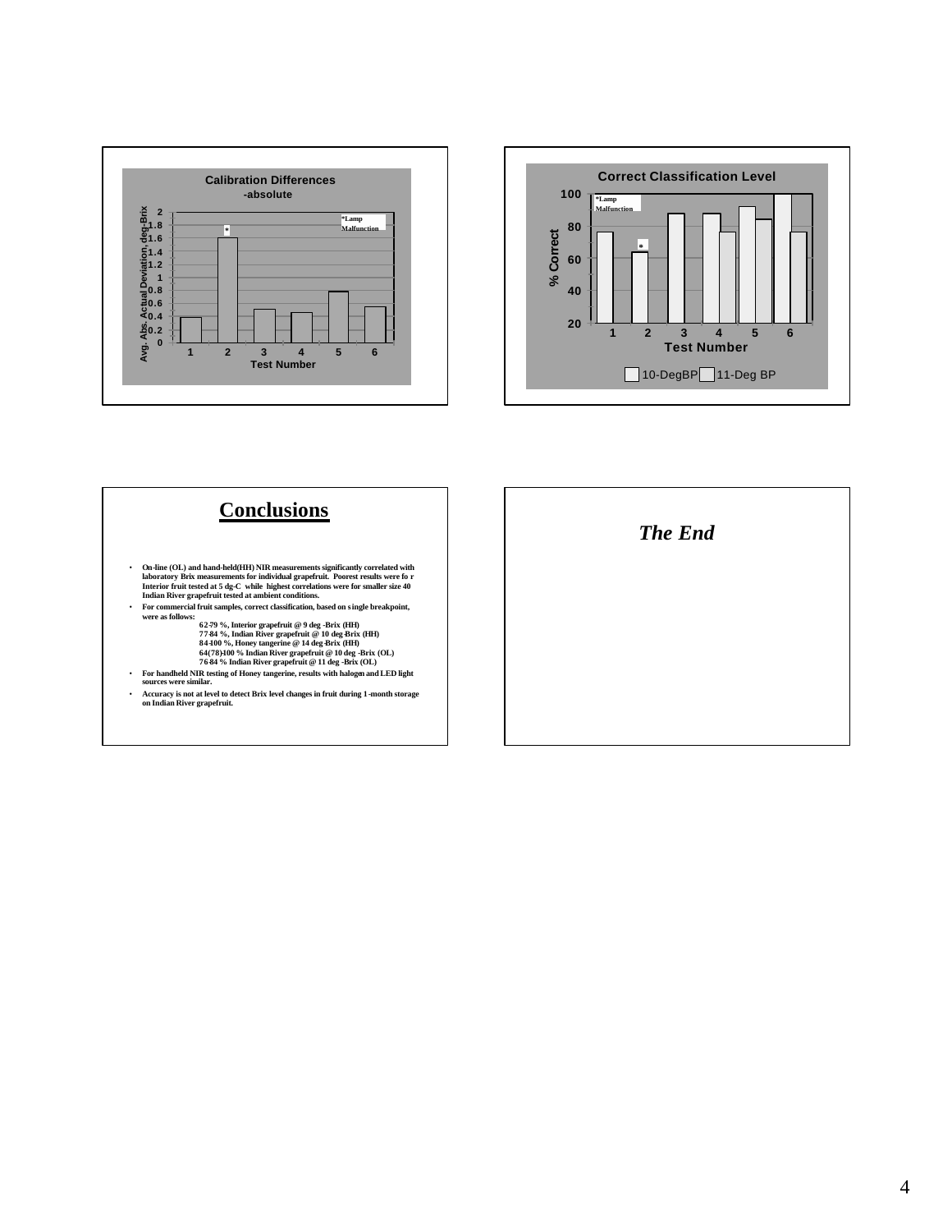Calibration Differences
-absolute

Avg. Abs. Actual Deviation, deg-Brix

2
1.8
1.6
1.4
1.2
1
0.8
0.6
0.4
0.2
0

*Lamp Malfunction

*

1 2 3 4 5 6

Test Number

Correct Classification Level

100
80
60
40
20

% Correct

*Lamp Malfunction

*

1 2 3 4 5 6

Test Number

10-DegBP 11-Deg BP

# Conclusions

- On-line (OL) and hand-held(HH) NIR measurements significantly correlated with laboratory Brix measurements for individual grapefruit. Poorest results were fo r Interior fruit tested at 5 dg-C while highest correlations were for smaller size 40 Indian River grapefruit tested at ambient conditions.
- For commercial fruit samples, correct classification, based on single breakpoint, were as follows:
  - 62-79 %, Interior grapefruit @ 9 deg -Brix (HH)
  - 77-84 %, Indian River grapefruit @ 10 deg-Brix (HH)
  - 84-100 %, Honey tangerine @ 14 deg-Brix (HH)
  - 64(78)-100 % Indian River grapefruit @ 10 deg -Brix (OL)
  - 76-84 % Indian River grapefruit @ 11 deg -Brix (OL)
- For handheld NIR testing of Honey tangerine, results with halogen and LED light sources were similar.
- Accuracy is not at level to detect Brix level changes in fruit during 1-month storage on Indian River grapefruit.

*The End*